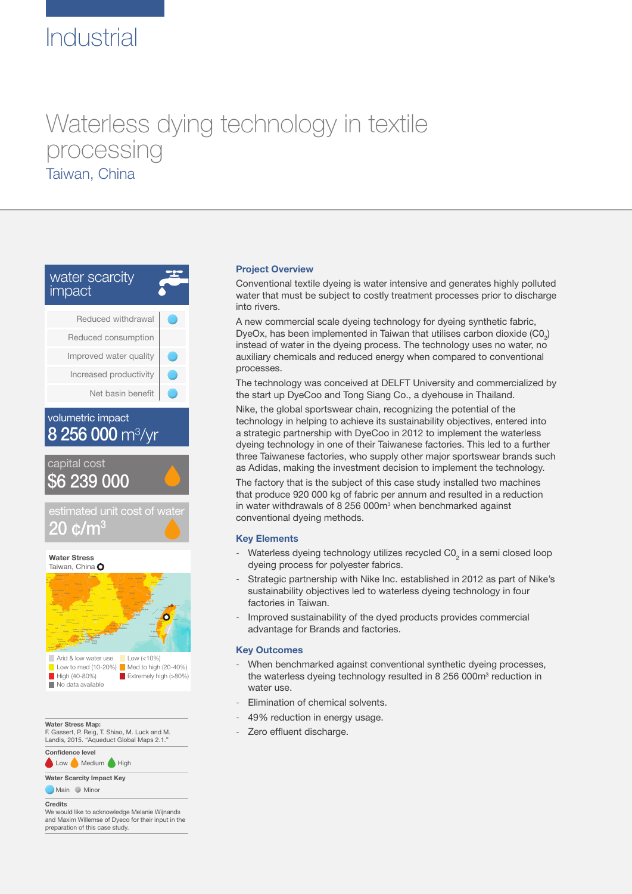# Industrial

## Waterless dying technology in textile processing

### Taiwan, China

**water scarcity impact**

| | |
|---|---|
| Reduced withdrawal | ● |
| Reduced consumption | |
| Improved water quality | ● |
| Increased productivity | ● |
| Net basin benefit | ● |

**volumetric impact**
8 256 000 $m^3$/yr

**capital cost**
$6 239 000

**estimated unit cost of water**
20 ¢/$m^3$

**Water Stress**
Taiwan, China

Arid & low water use; Low (<10%); Low to med (10-20%); Med to high (20-40%); High (40-80%); Extremely high (>80%); No data available

**Water Stress Map:**
F. Gassert, P. Reig, T. Shiao, M. Luck and M. Landis, 2015. "Aqueduct Global Maps 2.1."

**Confidence level**
Low Medium High

**Water Scarcity Impact Key**
Main Minor

**Credits**
We would like to acknowledge Melanie Wijnands and Maxim Willemse of Dyeco for their input in the preparation of this case study.

### Project Overview

Conventional textile dyeing is water intensive and generates highly polluted water that must be subject to costly treatment processes prior to discharge into rivers.

A new commercial scale dyeing technology for dyeing synthetic fabric, DyeOx, has been implemented in Taiwan that utilises carbon dioxide ($C0_2$) instead of water in the dyeing process. The technology uses no water, no auxiliary chemicals and reduced energy when compared to conventional processes.

The technology was conceived at DELFT University and commercialized by the start up DyeCoo and Tong Siang Co., a dyehouse in Thailand.

Nike, the global sportswear chain, recognizing the potential of the technology in helping to achieve its sustainability objectives, entered into a strategic partnership with DyeCoo in 2012 to implement the waterless dyeing technology in one of their Taiwanese factories. This led to a further three Taiwanese factories, who supply other major sportswear brands such as Adidas, making the investment decision to implement the technology.

The factory that is the subject of this case study installed two machines that produce 920 000 kg of fabric per annum and resulted in a reduction in water withdrawals of 8 256 000$m^3$ when benchmarked against conventional dyeing methods.

### Key Elements

- Waterless dyeing technology utilizes recycled $C0_2$ in a semi closed loop dyeing process for polyester fabrics.
- Strategic partnership with Nike Inc. established in 2012 as part of Nike's sustainability objectives led to waterless dyeing technology in four factories in Taiwan.
- Improved sustainability of the dyed products provides commercial advantage for Brands and factories.

### Key Outcomes

- When benchmarked against conventional synthetic dyeing processes, the waterless dyeing technology resulted in 8 256 000$m^3$ reduction in water use.
- Elimination of chemical solvents.
- 49% reduction in energy usage.
- Zero effluent discharge.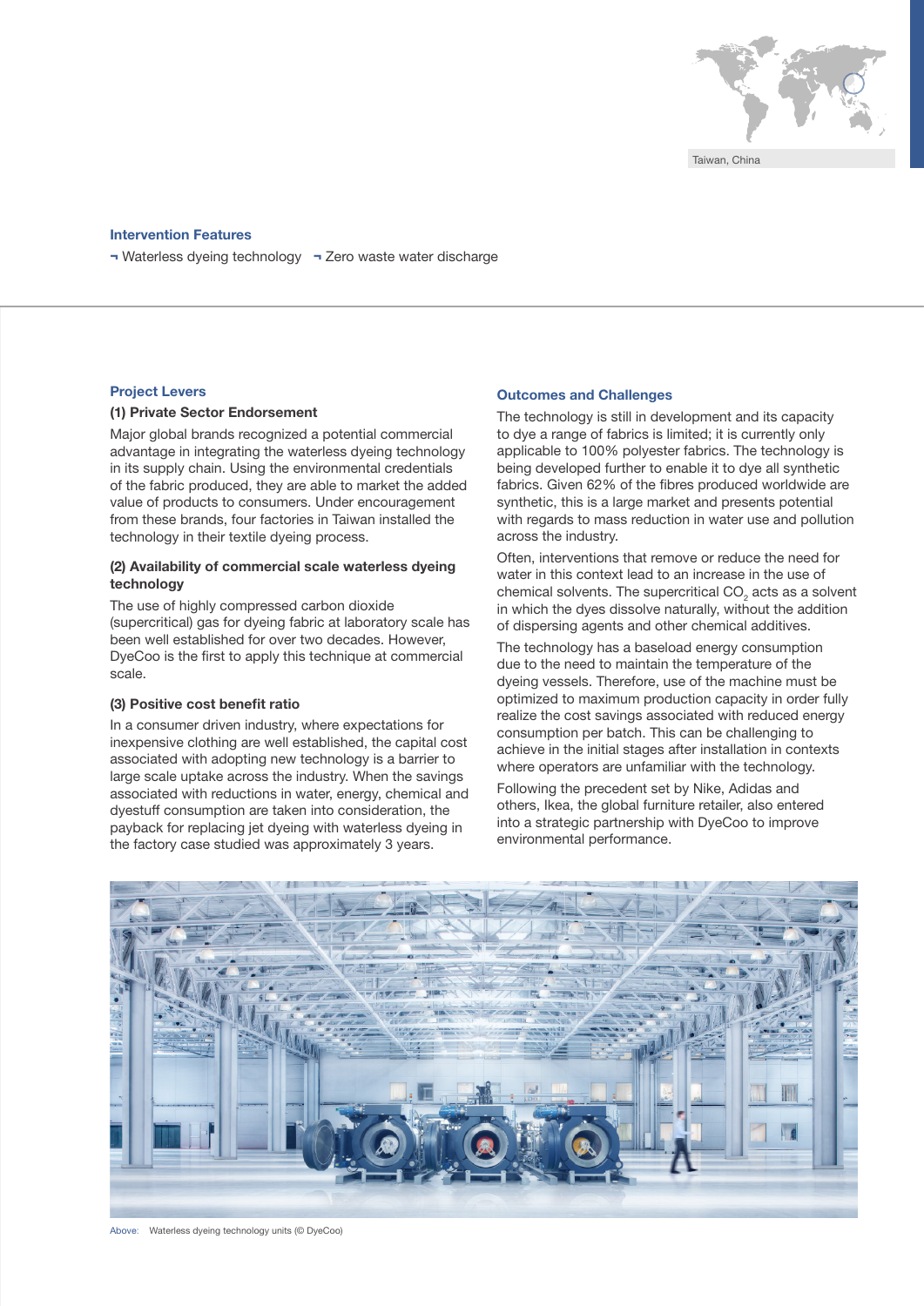Taiwan, China

### Intervention Features

- Waterless dyeing technology
- Zero waste water discharge

### Project Levers

#### (1) Private Sector Endorsement

Major global brands recognized a potential commercial advantage in integrating the waterless dyeing technology in its supply chain. Using the environmental credentials of the fabric produced, they are able to market the added value of products to consumers. Under encouragement from these brands, four factories in Taiwan installed the technology in their textile dyeing process.

#### (2) Availability of commercial scale waterless dyeing technology

The use of highly compressed carbon dioxide (supercritical) gas for dyeing fabric at laboratory scale has been well established for over two decades. However, DyeCoo is the first to apply this technique at commercial scale.

#### (3) Positive cost benefit ratio

In a consumer driven industry, where expectations for inexpensive clothing are well established, the capital cost associated with adopting new technology is a barrier to large scale uptake across the industry. When the savings associated with reductions in water, energy, chemical and dyestuff consumption are taken into consideration, the payback for replacing jet dyeing with waterless dyeing in the factory case studied was approximately 3 years.

### Outcomes and Challenges

The technology is still in development and its capacity to dye a range of fabrics is limited; it is currently only applicable to 100% polyester fabrics. The technology is being developed further to enable it to dye all synthetic fabrics. Given 62% of the fibres produced worldwide are synthetic, this is a large market and presents potential with regards to mass reduction in water use and pollution across the industry.

Often, interventions that remove or reduce the need for water in this context lead to an increase in the use of chemical solvents. The supercritical $CO_2$ acts as a solvent in which the dyes dissolve naturally, without the addition of dispersing agents and other chemical additives.

The technology has a baseload energy consumption due to the need to maintain the temperature of the dyeing vessels. Therefore, use of the machine must be optimized to maximum production capacity in order fully realize the cost savings associated with reduced energy consumption per batch. This can be challenging to achieve in the initial stages after installation in contexts where operators are unfamiliar with the technology.

Following the precedent set by Nike, Adidas and others, Ikea, the global furniture retailer, also entered into a strategic partnership with DyeCoo to improve environmental performance.

Above: Waterless dyeing technology units (© DyeCoo)